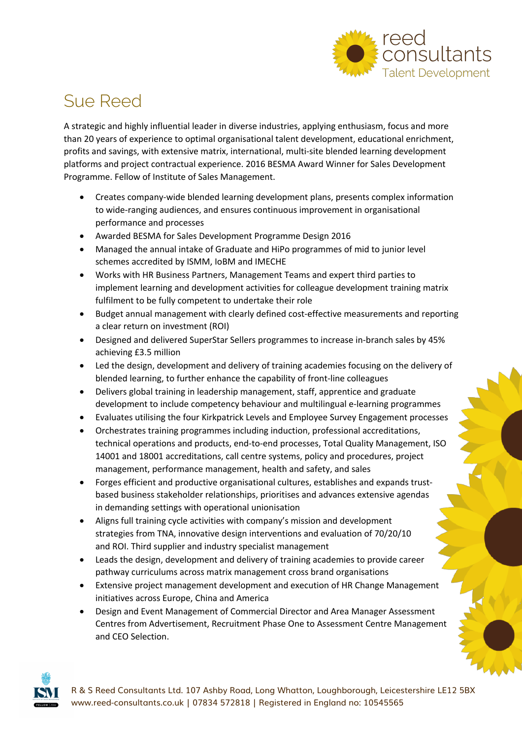# Sue Reed

A strategic and highly influential leader in diverse industries, applying enthusiasm, focus and more than 20 years of experience to optimal organisational talent development, educational enrichment, profits and savings, with extensive matrix, international, multi-site blended learning development platforms and project contractual experience. 2016 BESMA Award Winner for Sales Development Programme. Fellow of Institute of Sales Management.

- Creates company-wide blended learning development plans, presents complex information to wide-ranging audiences, and ensures continuous improvement in organisational performance and processes
- Awarded BESMA for Sales Development Programme Design 2016
- Managed the annual intake of Graduate and HiPo programmes of mid to junior level schemes accredited by ISMM, IoBM and IMECHE
- Works with HR Business Partners, Management Teams and expert third parties to implement learning and development activities for colleague development training matrix fulfilment to be fully competent to undertake their role
- Budget annual management with clearly defined cost-effective measurements and reporting a clear return on investment (ROI)
- Designed and delivered SuperStar Sellers programmes to increase in-branch sales by 45% achieving £3.5 million
- Led the design, development and delivery of training academies focusing on the delivery of blended learning, to further enhance the capability of front-line colleagues
- Delivers global training in leadership management, staff, apprentice and graduate development to include competency behaviour and multilingual e-learning programmes
- Evaluates utilising the four Kirkpatrick Levels and Employee Survey Engagement processes
- Orchestrates training programmes including induction, professional accreditations, technical operations and products, end-to-end processes, Total Quality Management, ISO 14001 and 18001 accreditations, call centre systems, policy and procedures, project management, performance management, health and safety, and sales
- Forges efficient and productive organisational cultures, establishes and expands trust-based business stakeholder relationships, prioritises and advances extensive agendas in demanding settings with operational unionisation
- Aligns full training cycle activities with company's mission and development strategies from TNA, innovative design interventions and evaluation of 70/20/10 and ROI. Third supplier and industry specialist management
- Leads the design, development and delivery of training academies to provide career pathway curriculums across matrix management cross brand organisations
- Extensive project management development and execution of HR Change Management initiatives across Europe, China and America
- Design and Event Management of Commercial Director and Area Manager Assessment Centres from Advertisement, Recruitment Phase One to Assessment Centre Management and CEO Selection.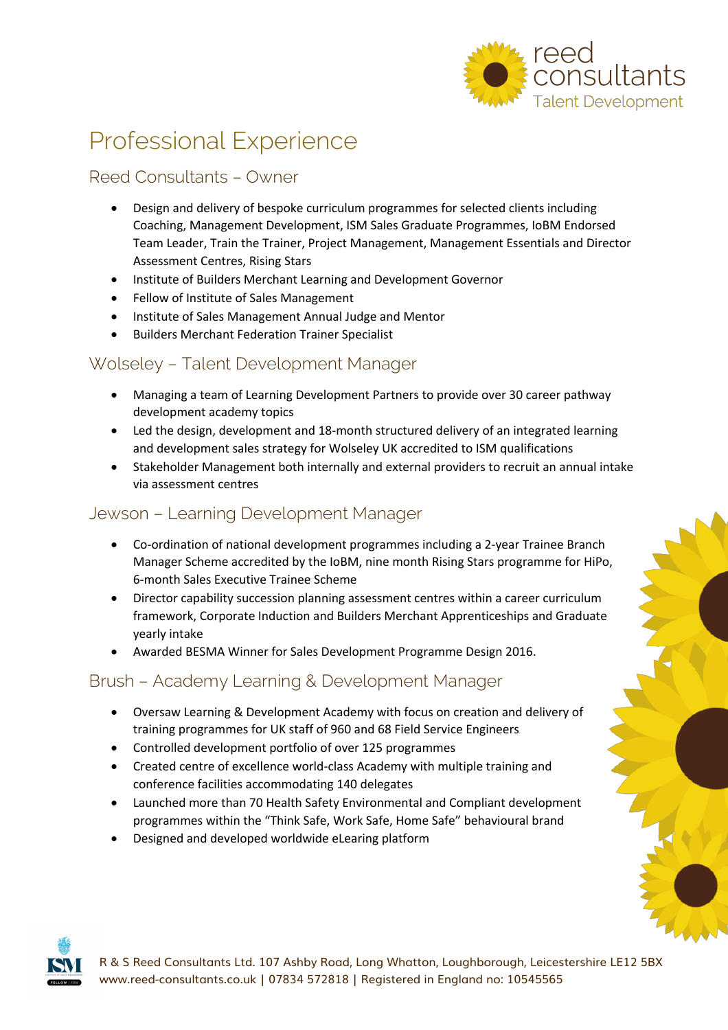# Professional Experience

## Reed Consultants – Owner

- Design and delivery of bespoke curriculum programmes for selected clients including Coaching, Management Development, ISM Sales Graduate Programmes, IoBM Endorsed Team Leader, Train the Trainer, Project Management, Management Essentials and Director Assessment Centres, Rising Stars
- Institute of Builders Merchant Learning and Development Governor
- Fellow of Institute of Sales Management
- Institute of Sales Management Annual Judge and Mentor
- Builders Merchant Federation Trainer Specialist

## Wolseley – Talent Development Manager

- Managing a team of Learning Development Partners to provide over 30 career pathway development academy topics
- Led the design, development and 18-month structured delivery of an integrated learning and development sales strategy for Wolseley UK accredited to ISM qualifications
- Stakeholder Management both internally and external providers to recruit an annual intake via assessment centres

## Jewson – Learning Development Manager

- Co-ordination of national development programmes including a 2-year Trainee Branch Manager Scheme accredited by the IoBM, nine month Rising Stars programme for HiPo, 6-month Sales Executive Trainee Scheme
- Director capability succession planning assessment centres within a career curriculum framework, Corporate Induction and Builders Merchant Apprenticeships and Graduate yearly intake
- Awarded BESMA Winner for Sales Development Programme Design 2016.

## Brush – Academy Learning & Development Manager

- Oversaw Learning & Development Academy with focus on creation and delivery of training programmes for UK staff of 960 and 68 Field Service Engineers
- Controlled development portfolio of over 125 programmes
- Created centre of excellence world-class Academy with multiple training and conference facilities accommodating 140 delegates
- Launched more than 70 Health Safety Environmental and Compliant development programmes within the "Think Safe, Work Safe, Home Safe" behavioural brand
- Designed and developed worldwide eLearing platform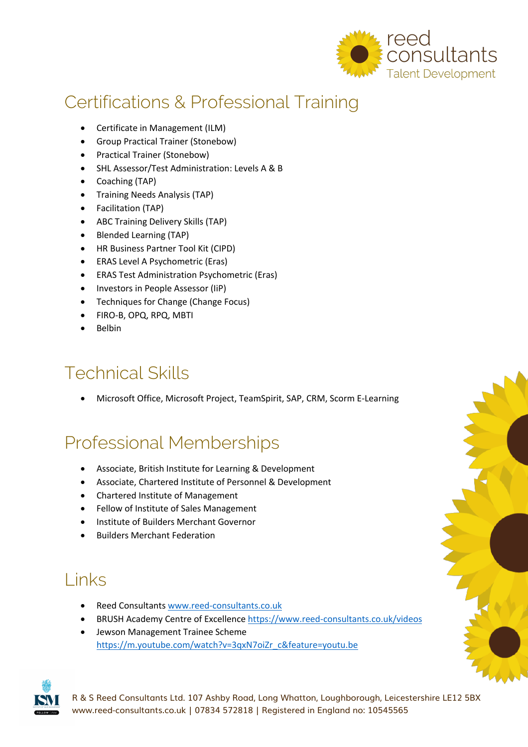## Certifications & Professional Training

- Certificate in Management (ILM)
- Group Practical Trainer (Stonebow)
- Practical Trainer (Stonebow)
- SHL Assessor/Test Administration: Levels A & B
- Coaching (TAP)
- Training Needs Analysis (TAP)
- Facilitation (TAP)
- ABC Training Delivery Skills (TAP)
- Blended Learning (TAP)
- HR Business Partner Tool Kit (CIPD)
- ERAS Level A Psychometric (Eras)
- ERAS Test Administration Psychometric (Eras)
- Investors in People Assessor (IiP)
- Techniques for Change (Change Focus)
- FIRO-B, OPQ, RPQ, MBTI
- Belbin

## Technical Skills

- Microsoft Office, Microsoft Project, TeamSpirit, SAP, CRM, Scorm E-Learning

## Professional Memberships

- Associate, British Institute for Learning & Development
- Associate, Chartered Institute of Personnel & Development
- Chartered Institute of Management
- Fellow of Institute of Sales Management
- Institute of Builders Merchant Governor
- Builders Merchant Federation

## Links

- Reed Consultants www.reed-consultants.co.uk
- BRUSH Academy Centre of Excellence https://www.reed-consultants.co.uk/videos
- Jewson Management Trainee Scheme https://m.youtube.com/watch?v=3qxN7oiZr_c&feature=youtu.be

R & S Reed Consultants Ltd. 107 Ashby Road, Long Whatton, Loughborough, Leicestershire LE12 5BX
www.reed-consultants.co.uk | 07834 572818 | Registered in England no: 10545565